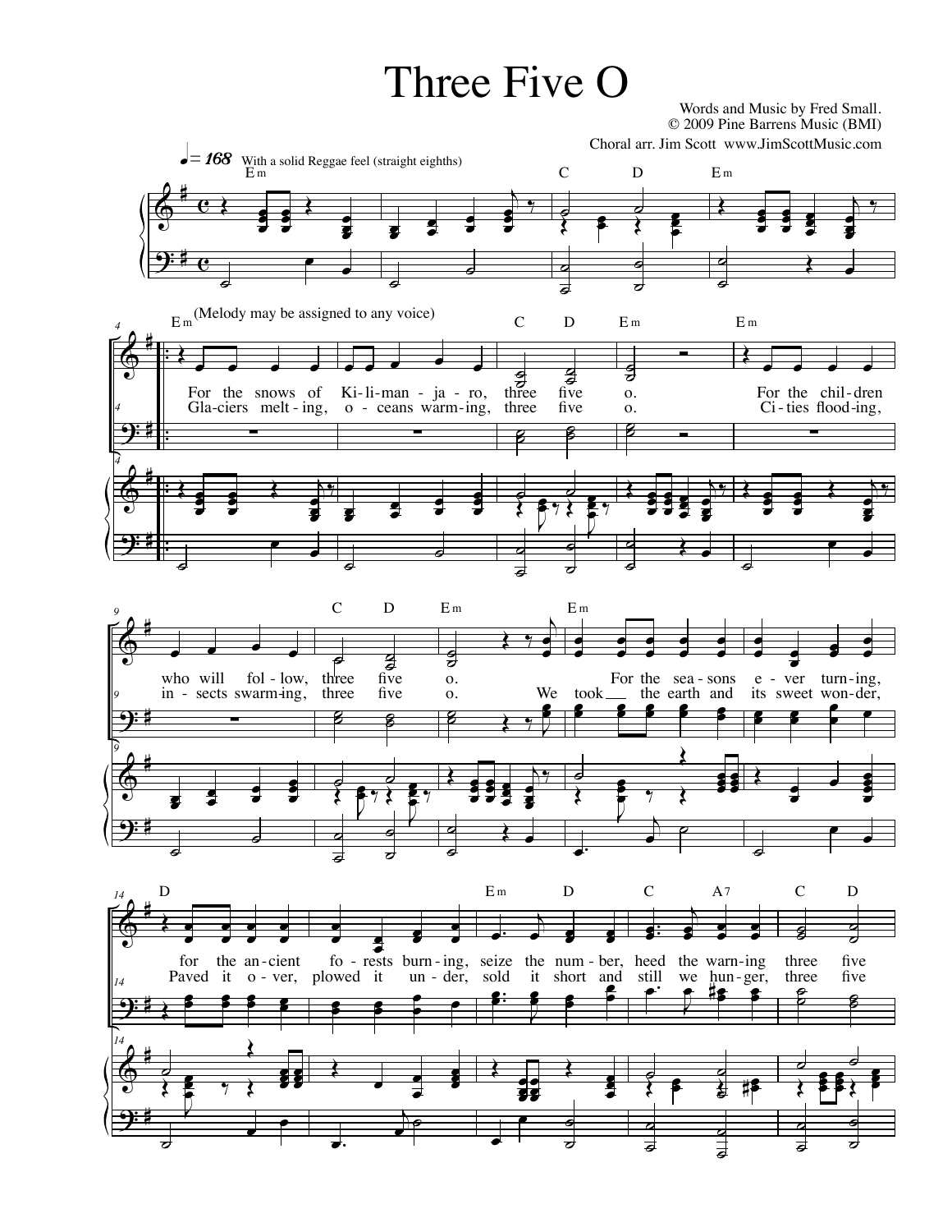# Three Five O

Words and Music by Fred Small.
© 2009 Pine Barrens Music (BMI)
Choral arr. Jim Scott www.JimScottMusic.com

♩= 168 With a solid Reggae feel (straight eighths)

(Melody may be assigned to any voice)

For the snows of Ki-li-man-ja-ro, three five o. For the chil-dren who will fol-low, three five o. For the sea-sons e-ver turn-ing, for the an-cient fo-rests burn-ing, seize the num-ber, heed the warn-ing three five

Gla-ciers melt-ing, o-ceans warm-ing, three five o. Ci-ties flood-ing, in-sects swarm-ing, three five o. We took the earth and its sweet won-der, Paved it o-ver, plowed it un-der, sold it short and still we hun-ger, three five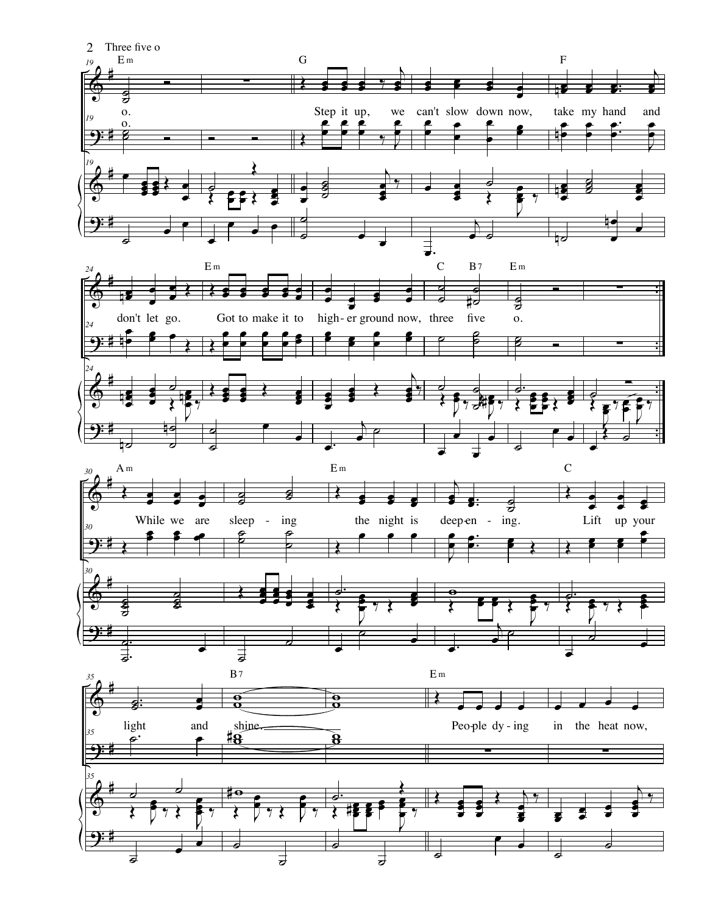Em G F

o. Step it up, we can't slow down now, take my hand and

Em C B7 Em

don't let go. Got to make it to high - er ground now, three five o.

Am Em C

While we are sleep - ing the night is deep-en - ing. Lift up your

B7 Em

light and shine. Peo-ple dy - ing in the heat now,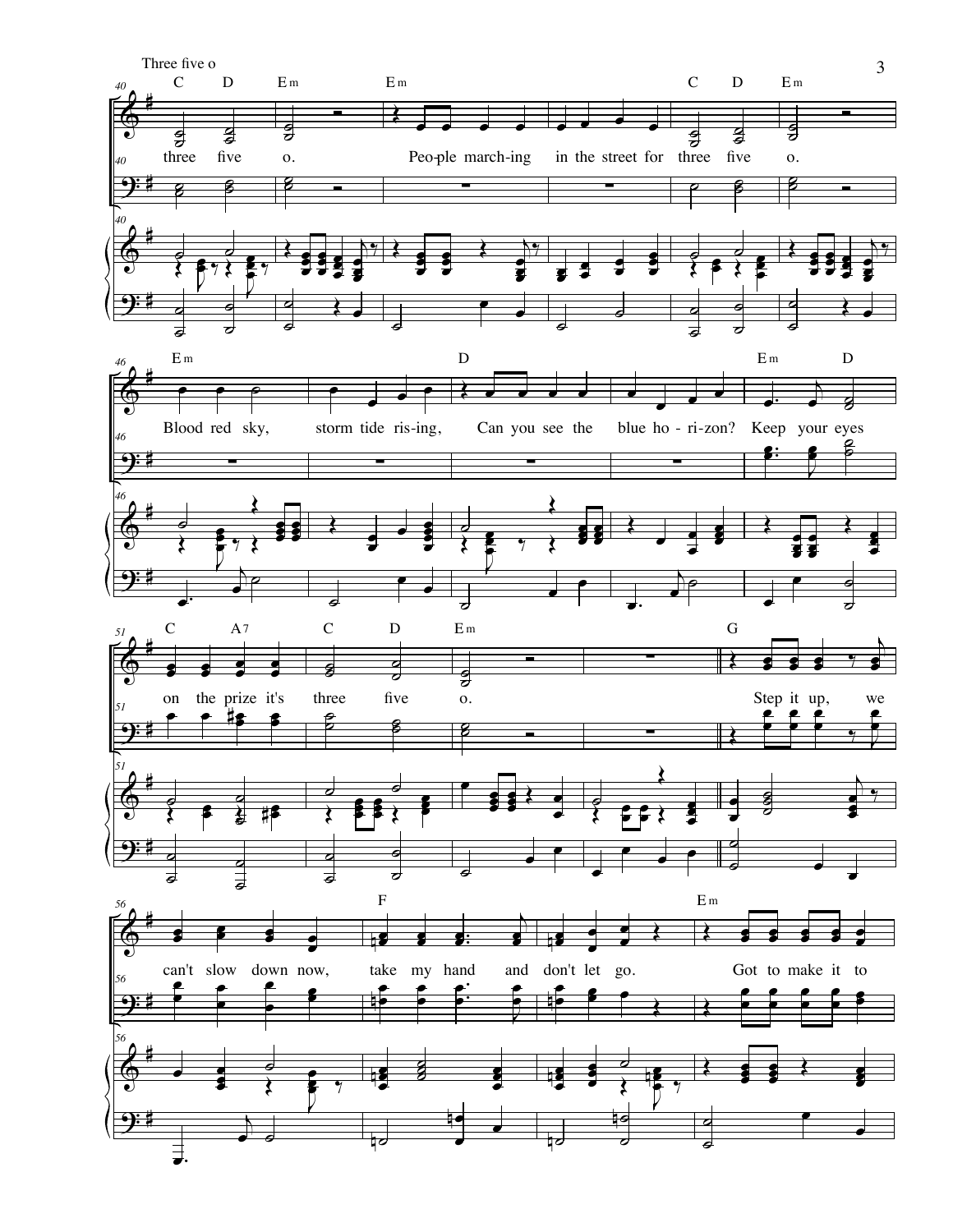Three five o

40 C D Em Em C D Em

three five o. People marching in the street for three five o.

46 Em D Em D

Blood red sky, storm tide rising, Can you see the blue horizon? Keep your eyes

51 C A7 C D Em G

on the prize it's three five o. Step it up, we

56 F Em

can't slow down now, take my hand and don't let go. Got to make it to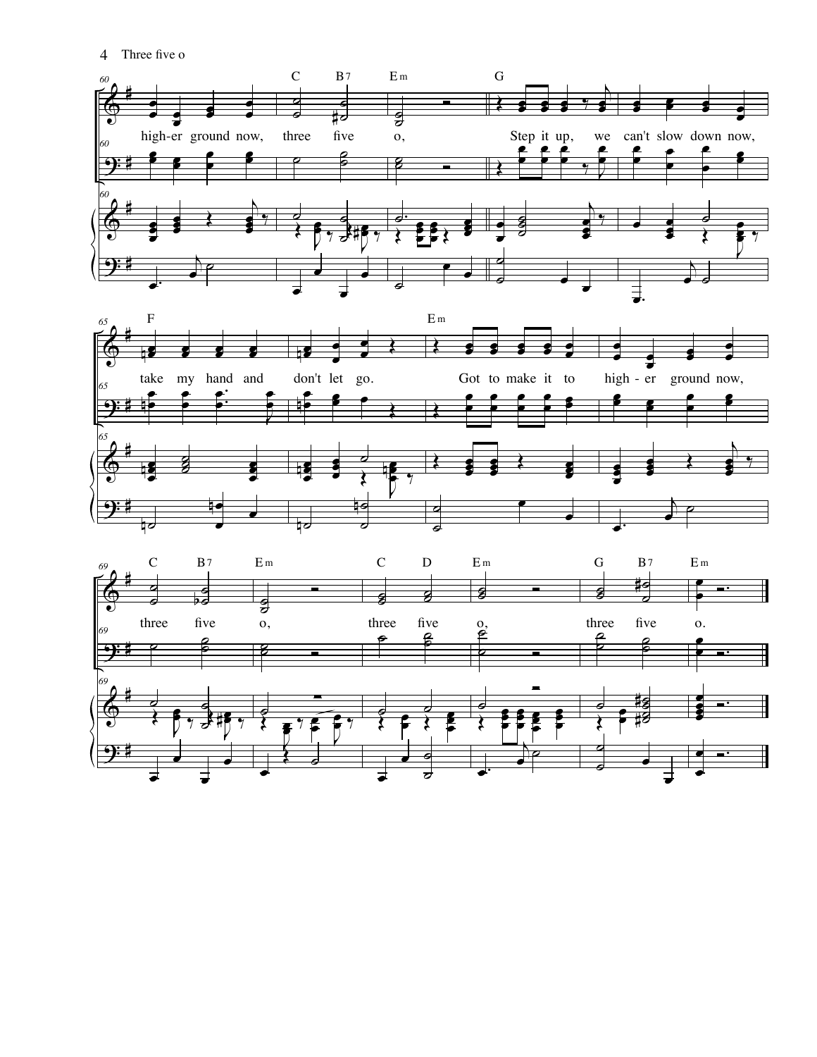C B7 Em G

high-er ground now, three five o, Step it up, we can't slow down now,

F Em

take my hand and don't let go. Got to make it to high - er ground now,

C B7 Em C D Em G B7 Em

three five o, three five o, three five o.